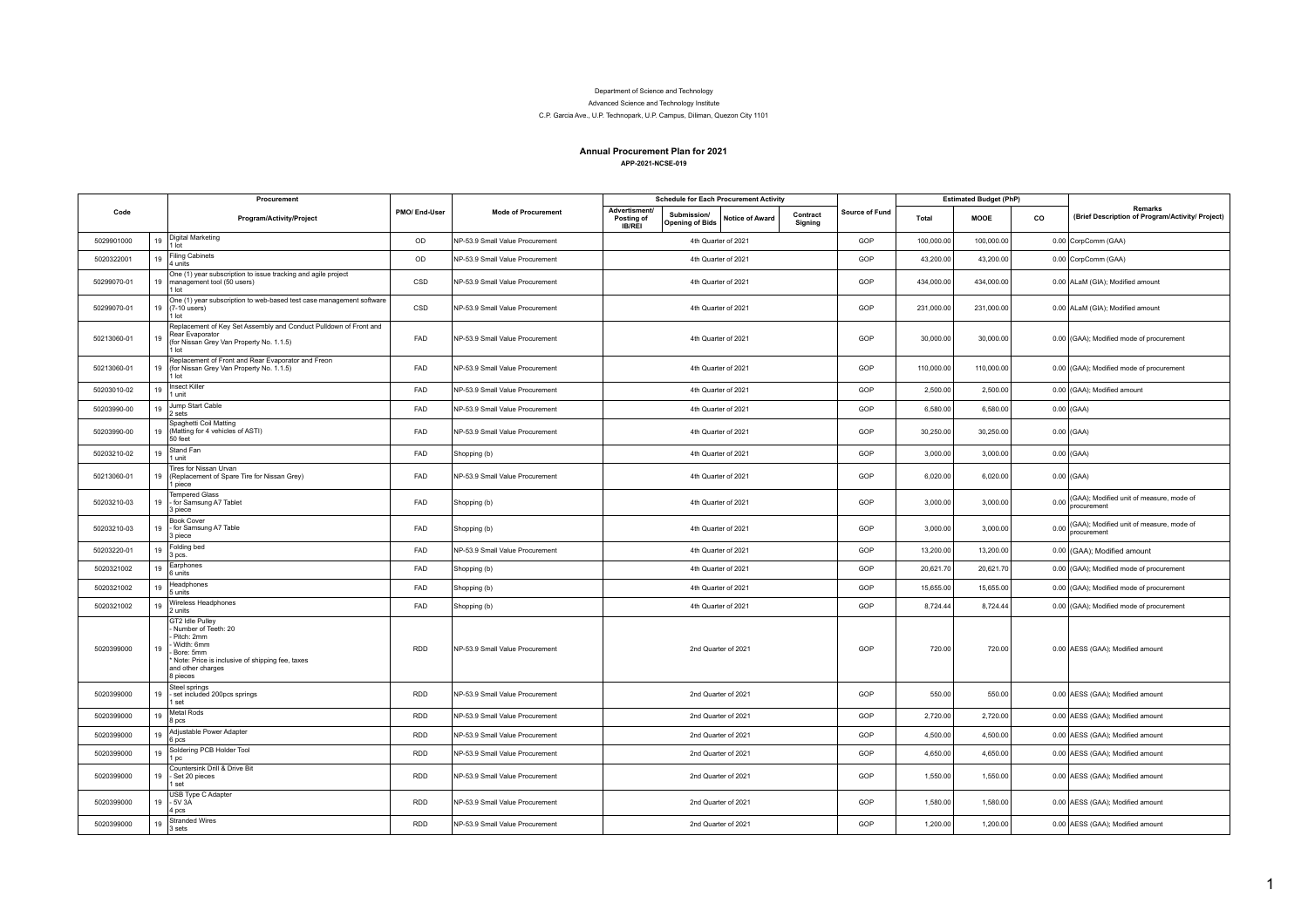Department of Science and Technology

Advanced Science and Technology Institute

C.P. Garcia Ave., U.P. Technopark, U.P. Campus, Diliman, Quezon City 1101

# Annual Procurement Plan for 2021

**APP-2021-NCSE-019**

| Code | | Procurement | PMO/ End-User | Mode of Procurement | Schedule for Each Procurement Activity | | | | Source of Fund | Estimated Budget (PhP) | | | Remarks |
|---|---|---|---|---|---|---|---|---|---|---|---|---|---|
| | | Program/Activity/Project | | | Advertisment/ Posting of IB/REI | Submission/ Opening of Bids | Notice of Award | Contract Signing | | Total | MOOE | CO | (Brief Description of Program/Activity/ Project) |
| 5029901000 | 19 | Digital Marketing<br>1 lot | OD | NP-53.9 Small Value Procurement | 4th Quarter of 2021 | | | | GOP | 100,000.00 | 100,000.00 | 0.00 | CorpComm (GAA) |
| 5020322001 | 19 | Filing Cabinets<br>4 units | OD | NP-53.9 Small Value Procurement | 4th Quarter of 2021 | | | | GOP | 43,200.00 | 43,200.00 | 0.00 | CorpComm (GAA) |
| 50299070-01 | 19 | One (1) year subscription to issue tracking and agile project management tool (50 users)<br>1 lot | CSD | NP-53.9 Small Value Procurement | 4th Quarter of 2021 | | | | GOP | 434,000.00 | 434,000.00 | 0.00 | ALaM (GIA); Modified amount |
| 50299070-01 | 19 | One (1) year subscription to web-based test case management software (7-10 users)<br>1 lot | CSD | NP-53.9 Small Value Procurement | 4th Quarter of 2021 | | | | GOP | 231,000.00 | 231,000.00 | 0.00 | ALaM (GIA); Modified amount |
| 50213060-01 | 19 | Replacement of Key Set Assembly and Conduct Pulldown of Front and Rear Evaporator<br>(for Nissan Grey Van Property No. 1.1.5)<br>1 lot | FAD | NP-53.9 Small Value Procurement | 4th Quarter of 2021 | | | | GOP | 30,000.00 | 30,000.00 | 0.00 | (GAA); Modified mode of procurement |
| 50213060-01 | 19 | Replacement of Front and Rear Evaporator and Freon<br>(for Nissan Grey Van Property No. 1.1.5)<br>1 lot | FAD | NP-53.9 Small Value Procurement | 4th Quarter of 2021 | | | | GOP | 110,000.00 | 110,000.00 | 0.00 | (GAA); Modified mode of procurement |
| 50203010-02 | 19 | Insect Killer<br>1 unit | FAD | NP-53.9 Small Value Procurement | 4th Quarter of 2021 | | | | GOP | 2,500.00 | 2,500.00 | 0.00 | (GAA); Modified amount |
| 50203990-00 | 19 | Jump Start Cable<br>2 sets | FAD | NP-53.9 Small Value Procurement | 4th Quarter of 2021 | | | | GOP | 6,580.00 | 6,580.00 | 0.00 | (GAA) |
| 50203990-00 | 19 | Spaghetti Coil Matting<br>(Matting for 4 vehicles of ASTI)<br>50 feet | FAD | NP-53.9 Small Value Procurement | 4th Quarter of 2021 | | | | GOP | 30,250.00 | 30,250.00 | 0.00 | (GAA) |
| 50203210-02 | 19 | Stand Fan<br>1 unit | FAD | Shopping (b) | 4th Quarter of 2021 | | | | GOP | 3,000.00 | 3,000.00 | 0.00 | (GAA) |
| 50213060-01 | 19 | Tires for Nissan Urvan<br>(Replacement of Spare Tire for Nissan Grey)<br>1 piece | FAD | NP-53.9 Small Value Procurement | 4th Quarter of 2021 | | | | GOP | 6,020.00 | 6,020.00 | 0.00 | (GAA) |
| 50203210-03 | 19 | Tempered Glass<br>- for Samsung A7 Tablet<br>3 piece | FAD | Shopping (b) | 4th Quarter of 2021 | | | | GOP | 3,000.00 | 3,000.00 | 0.00 | (GAA); Modified unit of measure, mode of procurement |
| 50203210-03 | 19 | Book Cover<br>- for Samsung A7 Table<br>3 piece | FAD | Shopping (b) | 4th Quarter of 2021 | | | | GOP | 3,000.00 | 3,000.00 | 0.00 | (GAA); Modified unit of measure, mode of procurement |
| 50203220-01 | 19 | Folding bed<br>3 pcs. | FAD | NP-53.9 Small Value Procurement | 4th Quarter of 2021 | | | | GOP | 13,200.00 | 13,200.00 | 0.00 | (GAA); Modified amount |
| 5020321002 | 19 | Earphones<br>6 units | FAD | Shopping (b) | 4th Quarter of 2021 | | | | GOP | 20,621.70 | 20,621.70 | 0.00 | (GAA); Modified mode of procurement |
| 5020321002 | 19 | Headphones<br>5 units | FAD | Shopping (b) | 4th Quarter of 2021 | | | | GOP | 15,655.00 | 15,655.00 | 0.00 | (GAA); Modified mode of procurement |
| 5020321002 | 19 | Wireless Headphones<br>2 units | FAD | Shopping (b) | 4th Quarter of 2021 | | | | GOP | 8,724.44 | 8,724.44 | 0.00 | (GAA); Modified mode of procurement |
| 5020399000 | 19 | GT2 Idle Pulley<br>- Number of Teeth: 20<br>- Pitch: 2mm<br>- Width: 6mm<br>- Bore: 5mm<br>* Note: Price is inclusive of shipping fee, taxes and other charges<br>8 pieces | RDD | NP-53.9 Small Value Procurement | 2nd Quarter of 2021 | | | | GOP | 720.00 | 720.00 | 0.00 | AESS (GAA); Modified amount |
| 5020399000 | 19 | Steel springs<br>- set included 200pcs springs<br>1 set | RDD | NP-53.9 Small Value Procurement | 2nd Quarter of 2021 | | | | GOP | 550.00 | 550.00 | 0.00 | AESS (GAA); Modified amount |
| 5020399000 | 19 | Metal Rods<br>8 pcs | RDD | NP-53.9 Small Value Procurement | 2nd Quarter of 2021 | | | | GOP | 2,720.00 | 2,720.00 | 0.00 | AESS (GAA); Modified amount |
| 5020399000 | 19 | Adjustable Power Adapter<br>6 pcs | RDD | NP-53.9 Small Value Procurement | 2nd Quarter of 2021 | | | | GOP | 4,500.00 | 4,500.00 | 0.00 | AESS (GAA); Modified amount |
| 5020399000 | 19 | Soldering PCB Holder Tool<br>1 pc | RDD | NP-53.9 Small Value Procurement | 2nd Quarter of 2021 | | | | GOP | 4,650.00 | 4,650.00 | 0.00 | AESS (GAA); Modified amount |
| 5020399000 | 19 | Countersink Drill & Drive Bit<br>- Set 20 pieces<br>1 set | RDD | NP-53.9 Small Value Procurement | 2nd Quarter of 2021 | | | | GOP | 1,550.00 | 1,550.00 | 0.00 | AESS (GAA); Modified amount |
| 5020399000 | 19 | USB Type C Adapter<br>- 5V 3A<br>4 pcs | RDD | NP-53.9 Small Value Procurement | 2nd Quarter of 2021 | | | | GOP | 1,580.00 | 1,580.00 | 0.00 | AESS (GAA); Modified amount |
| 5020399000 | 19 | Stranded Wires<br>3 sets | RDD | NP-53.9 Small Value Procurement | 2nd Quarter of 2021 | | | | GOP | 1,200.00 | 1,200.00 | 0.00 | AESS (GAA); Modified amount |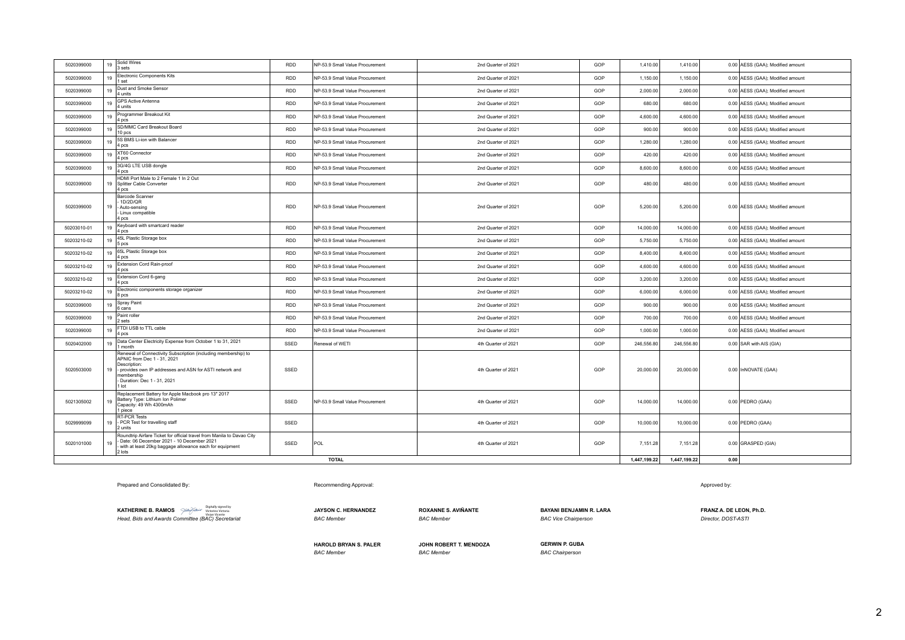| | | | | | | | | | | |
|---|---|---|---|---|---|---|---|---|---|---|
| 5020399000 | 19 | Solid Wires<br>3 sets | RDD | NP-53.9 Small Value Procurement | 2nd Quarter of 2021 | GOP | 1,410.00 | 1,410.00 | 0.00 | AESS (GAA); Modified amount |
| 5020399000 | 19 | Electronic Components Kits<br>1 set | RDD | NP-53.9 Small Value Procurement | 2nd Quarter of 2021 | GOP | 1,150.00 | 1,150.00 | 0.00 | AESS (GAA); Modified amount |
| 5020399000 | 19 | Dust and Smoke Sensor<br>4 units | RDD | NP-53.9 Small Value Procurement | 2nd Quarter of 2021 | GOP | 2,000.00 | 2,000.00 | 0.00 | AESS (GAA); Modified amount |
| 5020399000 | 19 | GPS Active Antenna<br>4 units | RDD | NP-53.9 Small Value Procurement | 2nd Quarter of 2021 | GOP | 680.00 | 680.00 | 0.00 | AESS (GAA); Modified amount |
| 5020399000 | 19 | Programmer Breakout Kit<br>4 pcs | RDD | NP-53.9 Small Value Procurement | 2nd Quarter of 2021 | GOP | 4,600.00 | 4,600.00 | 0.00 | AESS (GAA); Modified amount |
| 5020399000 | 19 | SD/MMC Card Breakout Board<br>10 pcs | RDD | NP-53.9 Small Value Procurement | 2nd Quarter of 2021 | GOP | 900.00 | 900.00 | 0.00 | AESS (GAA); Modified amount |
| 5020399000 | 19 | 5S BMS Li-ion with Balancer<br>4 pcs | RDD | NP-53.9 Small Value Procurement | 2nd Quarter of 2021 | GOP | 1,280.00 | 1,280.00 | 0.00 | AESS (GAA); Modified amount |
| 5020399000 | 19 | XT60 Connector<br>4 pcs | RDD | NP-53.9 Small Value Procurement | 2nd Quarter of 2021 | GOP | 420.00 | 420.00 | 0.00 | AESS (GAA); Modified amount |
| 5020399000 | 19 | 3G/4G LTE USB dongle<br>4 pcs | RDD | NP-53.9 Small Value Procurement | 2nd Quarter of 2021 | GOP | 8,600.00 | 8,600.00 | 0.00 | AESS (GAA); Modified amount |
| 5020399000 | 19 | HDMI Port Male to 2 Female 1 In 2 Out Splitter Cable Converter<br>4 pcs | RDD | NP-53.9 Small Value Procurement | 2nd Quarter of 2021 | GOP | 480.00 | 480.00 | 0.00 | AESS (GAA); Modified amount |
| 5020399000 | 19 | Barcode Scanner<br>- 1D/2D/QR<br>- Auto-sensing<br>- Linux compatible<br>4 pcs | RDD | NP-53.9 Small Value Procurement | 2nd Quarter of 2021 | GOP | 5,200.00 | 5,200.00 | 0.00 | AESS (GAA); Modified amount |
| 50203010-01 | 19 | Keyboard with smartcard reader<br>4 pcs | RDD | NP-53.9 Small Value Procurement | 2nd Quarter of 2021 | GOP | 14,000.00 | 14,000.00 | 0.00 | AESS (GAA); Modified amount |
| 50203210-02 | 19 | 45L Plastic Storage box<br>5 pcs | RDD | NP-53.9 Small Value Procurement | 2nd Quarter of 2021 | GOP | 5,750.00 | 5,750.00 | 0.00 | AESS (GAA); Modified amount |
| 50203210-02 | 19 | 65L Plastic Storage box<br>4 pcs | RDD | NP-53.9 Small Value Procurement | 2nd Quarter of 2021 | GOP | 8,400.00 | 8,400.00 | 0.00 | AESS (GAA); Modified amount |
| 50203210-02 | 19 | Extension Cord Rain-proof<br>4 pcs | RDD | NP-53.9 Small Value Procurement | 2nd Quarter of 2021 | GOP | 4,600.00 | 4,600.00 | 0.00 | AESS (GAA); Modified amount |
| 50203210-02 | 19 | Extension Cord 6-gang<br>4 pcs | RDD | NP-53.9 Small Value Procurement | 2nd Quarter of 2021 | GOP | 3,200.00 | 3,200.00 | 0.00 | AESS (GAA); Modified amount |
| 50203210-02 | 19 | Electronic components storage organizer<br>8 pcs | RDD | NP-53.9 Small Value Procurement | 2nd Quarter of 2021 | GOP | 6,000.00 | 6,000.00 | 0.00 | AESS (GAA); Modified amount |
| 5020399000 | 19 | Spray Paint<br>6 cans | RDD | NP-53.9 Small Value Procurement | 2nd Quarter of 2021 | GOP | 900.00 | 900.00 | 0.00 | AESS (GAA); Modified amount |
| 5020399000 | 19 | Paint roller<br>2 sets | RDD | NP-53.9 Small Value Procurement | 2nd Quarter of 2021 | GOP | 700.00 | 700.00 | 0.00 | AESS (GAA); Modified amount |
| 5020399000 | 19 | FTDI USB to TTL cable<br>4 pcs | RDD | NP-53.9 Small Value Procurement | 2nd Quarter of 2021 | GOP | 1,000.00 | 1,000.00 | 0.00 | AESS (GAA); Modified amount |
| 5020402000 | 19 | Data Center Electricity Expense from October 1 to 31, 2021<br>1 month | SSED | Renewal of WETI | 4th Quarter of 2021 | GOP | 246,556.80 | 246,556.80 | 0.00 | SAR with AIS (GIA) |
| 5020503000 | 19 | Renewal of Connectivity Subscription (including membership) to APNIC from Dec 1 - 31, 2021<br>Description:<br>- provides own IP addresses and ASN for ASTI network and membership<br>- Duration: Dec 1 - 31, 2021<br>1 lot | SSED | | 4th Quarter of 2021 | GOP | 20,000.00 | 20,000.00 | 0.00 | InNOVATE (GAA) |
| 5021305002 | 19 | Replacement Battery for Apple Macbook pro 13" 2017<br>Battery Type: Lithium Ion Polimer<br>Capacity: 49 Wh 4300mAh<br>1 piece | SSED | NP-53.9 Small Value Procurement | 4th Quarter of 2021 | GOP | 14,000.00 | 14,000.00 | 0.00 | PEDRO (GAA) |
| 5029999099 | 19 | RT-PCR Tests<br>- PCR Test for travelling staff<br>2 units | SSED | | 4th Quarter of 2021 | GOP | 10,000.00 | 10,000.00 | 0.00 | PEDRO (GAA) |
| 5020101000 | 19 | Roundtrip Airfare Ticket for official travel from Manila to Davao City<br>- Date: 06 December 2021 - 10 December 2021<br>- with at least 20kg baggage allowance each for equipment<br>2 lots | SSED | POL | 4th Quarter of 2021 | GOP | 7,151.28 | 7,151.28 | 0.00 | GRASPED (GIA) |
| | | | | **TOTAL** | | | **1,447,199.22** | **1,447,199.22** | **0.00** | |

Prepared and Consolidated By:

**KATHERINE B. RAMOS** (Digitally signed by Victorino Victoria Vivian Vicente)
*Head, Bids and Awards Committee (BAC) Secretariat*

Recommending Approval:

**JAYSON C. HERNANDEZ**
*BAC Member*

**ROXANNE S. AVIÑANTE**
*BAC Member*

**BAYANI BENJAMIN R. LARA**
*BAC Vice Chairperson*

**HAROLD BRYAN S. PALER**
*BAC Member*

**JOHN ROBERT T. MENDOZA**
*BAC Member*

**GERWIN P. GUBA**
*BAC Chairperson*

Approved by:

**FRANZ A. DE LEON, Ph.D.**
*Director, DOST-ASTI*